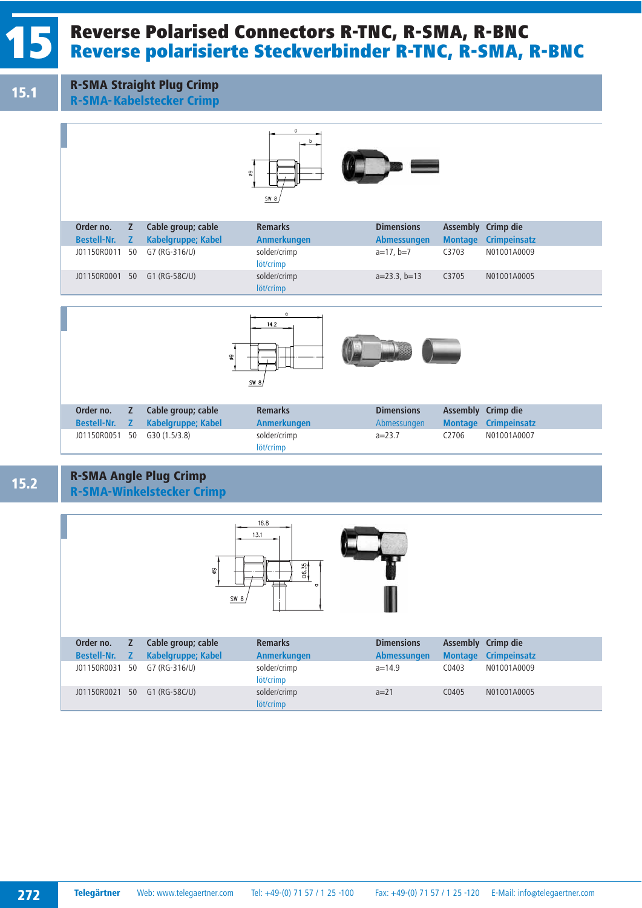# 15 Reverse Polarised Connectors R-TNC, R-SMA, R-BNC
# Reverse polarisierte Steckverbinder R-TNC, R-SMA, R-BNC

## 15.1 R-SMA Straight Plug Crimp
## R-SMA-Kabelstecker Crimp

| Order no. / Bestell-Nr. | Z / Z | Cable group; cable / Kabelgruppe; Kabel | Remarks / Anmerkungen | Dimensions / Abmessungen | Assembly / Montage | Crimp die / Crimpeinsatz |
|---|---|---|---|---|---|---|
| J01150R0011 | 50 | G7 (RG-316/U) | solder/crimp löt/crimp | a=17, b=7 | C3703 | N01001A0009 |
| J01150R0001 | 50 | G1 (RG-58C/U) | solder/crimp löt/crimp | a=23.3, b=13 | C3705 | N01001A0005 |

| Order no. / Bestell-Nr. | Z / Z | Cable group; cable / Kabelgruppe; Kabel | Remarks / Anmerkungen | Dimensions / Abmessungen | Assembly / Montage | Crimp die / Crimpeinsatz |
|---|---|---|---|---|---|---|
| J01150R0051 | 50 | G30 (1.5/3.8) | solder/crimp löt/crimp | a=23.7 | C2706 | N01001A0007 |

## 15.2 R-SMA Angle Plug Crimp
## R-SMA-Winkelstecker Crimp

| Order no. / Bestell-Nr. | Z / Z | Cable group; cable / Kabelgruppe; Kabel | Remarks / Anmerkungen | Dimensions / Abmessungen | Assembly / Montage | Crimp die / Crimpeinsatz |
|---|---|---|---|---|---|---|
| J01150R0031 | 50 | G7 (RG-316/U) | solder/crimp löt/crimp | a=14.9 | C0403 | N01001A0009 |
| J01150R0021 | 50 | G1 (RG-58C/U) | solder/crimp löt/crimp | a=21 | C0405 | N01001A0005 |

Telegärtner Web: www.telegaertner.com Tel: +49-(0) 71 57 / 1 25 -100 Fax: +49-(0) 71 57 / 1 25 -120 E-Mail: info@telegaertner.com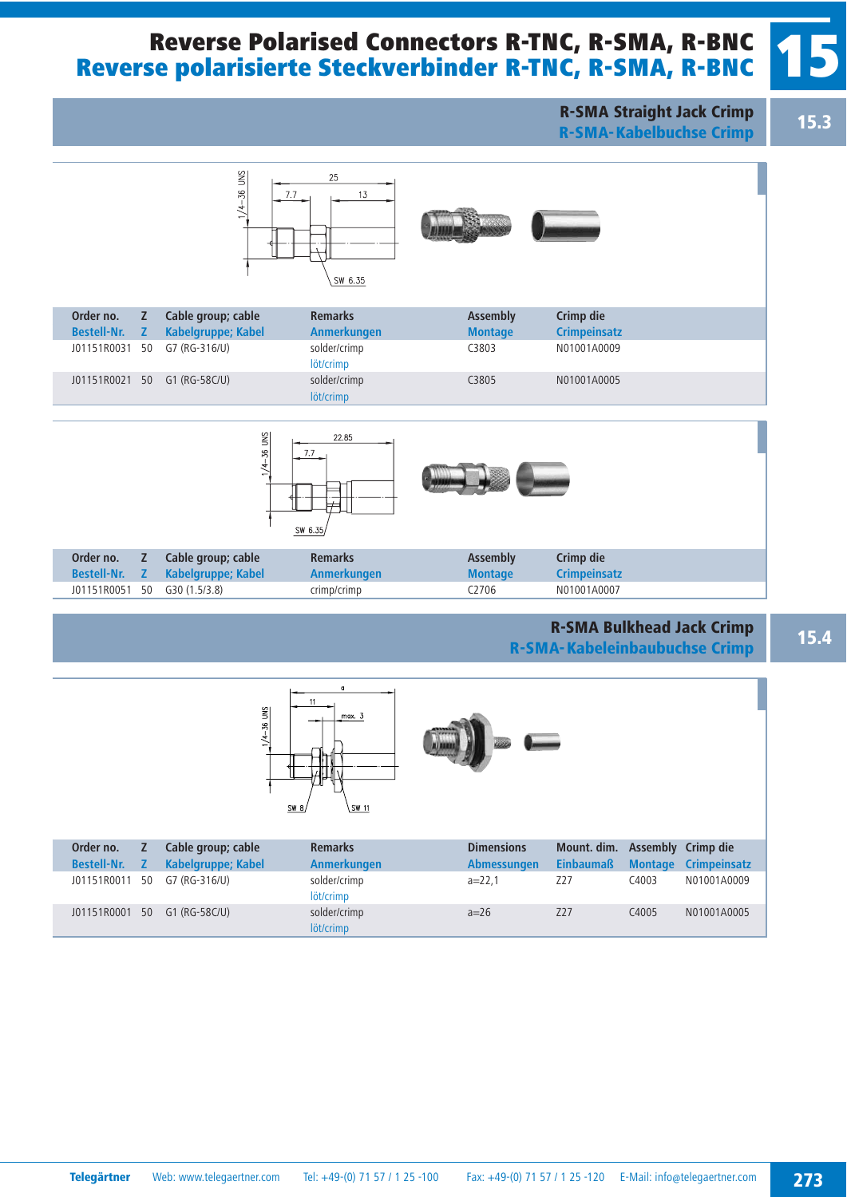# Reverse Polarised Connectors R-TNC, R-SMA, R-BNC
# Reverse polarisierte Steckverbinder R-TNC, R-SMA, R-BNC

## 15.3 R-SMA Straight Jack Crimp
## R-SMA-Kabelbuchse Crimp

1/4–36 UNS
25
7.7
13
SW 6.35

| Order no. / Bestell-Nr. | Z | Cable group; cable / Kabelgruppe; Kabel | Remarks / Anmerkungen | Assembly / Montage | Crimp die / Crimpeinsatz |
|---|---|---|---|---|---|
| J01151R0031 | 50 | G7 (RG-316/U) | solder/crimp<br>löt/crimp | C3803 | N01001A0009 |
| J01151R0021 | 50 | G1 (RG-58C/U) | solder/crimp<br>löt/crimp | C3805 | N01001A0005 |

1/4–36 UNS
22.85
7.7
SW 6.35

| Order no. / Bestell-Nr. | Z | Cable group; cable / Kabelgruppe; Kabel | Remarks / Anmerkungen | Assembly / Montage | Crimp die / Crimpeinsatz |
|---|---|---|---|---|---|
| J01151R0051 | 50 | G30 (1.5/3.8) | crimp/crimp | C2706 | N01001A0007 |

## 15.4 R-SMA Bulkhead Jack Crimp
## R-SMA-Kabeleinbaubuchse Crimp

a
11
max. 3
1/4–36 UNS
SW 8
SW 11

| Order no. / Bestell-Nr. | Z | Cable group; cable / Kabelgruppe; Kabel | Remarks / Anmerkungen | Dimensions / Abmessungen | Mount. dim. / Einbaumaß | Assembly / Montage | Crimp die / Crimpeinsatz |
|---|---|---|---|---|---|---|---|
| J01151R0011 | 50 | G7 (RG-316/U) | solder/crimp<br>löt/crimp | a=22,1 | Z27 | C4003 | N01001A0009 |
| J01151R0001 | 50 | G1 (RG-58C/U) | solder/crimp<br>löt/crimp | a=26 | Z27 | C4005 | N01001A0005 |

Telegärtner Web: www.telegaertner.com Tel: +49-(0) 71 57 / 1 25 -100 Fax: +49-(0) 71 57 / 1 25 -120 E-Mail: info@telegaertner.com